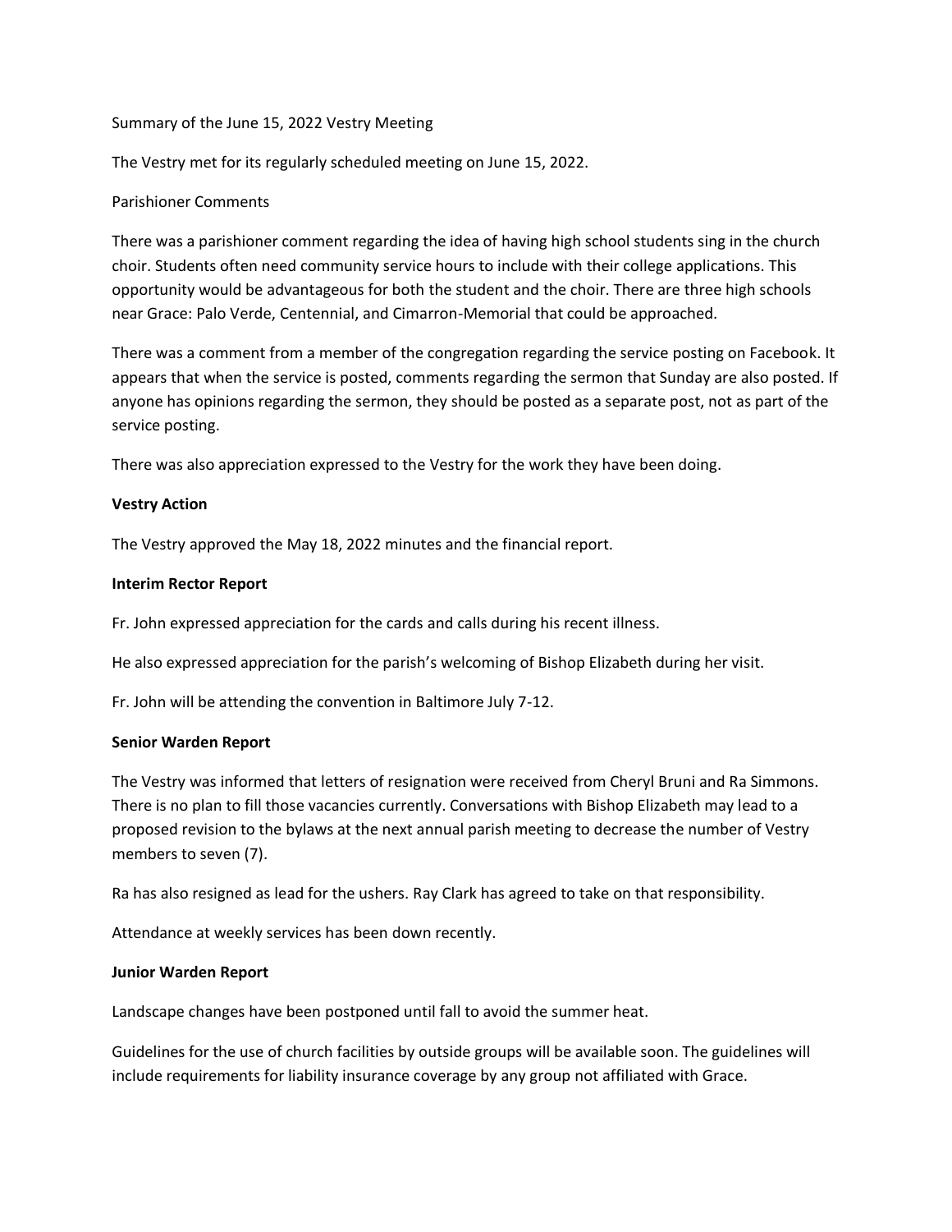Summary of the June 15, 2022 Vestry Meeting

The Vestry met for its regularly scheduled meeting on June 15, 2022.

Parishioner Comments

There was a parishioner comment regarding the idea of having high school students sing in the church choir. Students often need community service hours to include with their college applications. This opportunity would be advantageous for both the student and the choir. There are three high schools near Grace: Palo Verde, Centennial, and Cimarron-Memorial that could be approached.

There was a comment from a member of the congregation regarding the service posting on Facebook. It appears that when the service is posted, comments regarding the sermon that Sunday are also posted. If anyone has opinions regarding the sermon, they should be posted as a separate post, not as part of the service posting.

There was also appreciation expressed to the Vestry for the work they have been doing.

**Vestry Action**

The Vestry approved the May 18, 2022 minutes and the financial report.

**Interim Rector Report**

Fr. John expressed appreciation for the cards and calls during his recent illness.

He also expressed appreciation for the parish's welcoming of Bishop Elizabeth during her visit.

Fr. John will be attending the convention in Baltimore July 7-12.

**Senior Warden Report**

The Vestry was informed that letters of resignation were received from Cheryl Bruni and Ra Simmons. There is no plan to fill those vacancies currently. Conversations with Bishop Elizabeth may lead to a proposed revision to the bylaws at the next annual parish meeting to decrease the number of Vestry members to seven (7).

Ra has also resigned as lead for the ushers. Ray Clark has agreed to take on that responsibility.

Attendance at weekly services has been down recently.

**Junior Warden Report**

Landscape changes have been postponed until fall to avoid the summer heat.

Guidelines for the use of church facilities by outside groups will be available soon. The guidelines will include requirements for liability insurance coverage by any group not affiliated with Grace.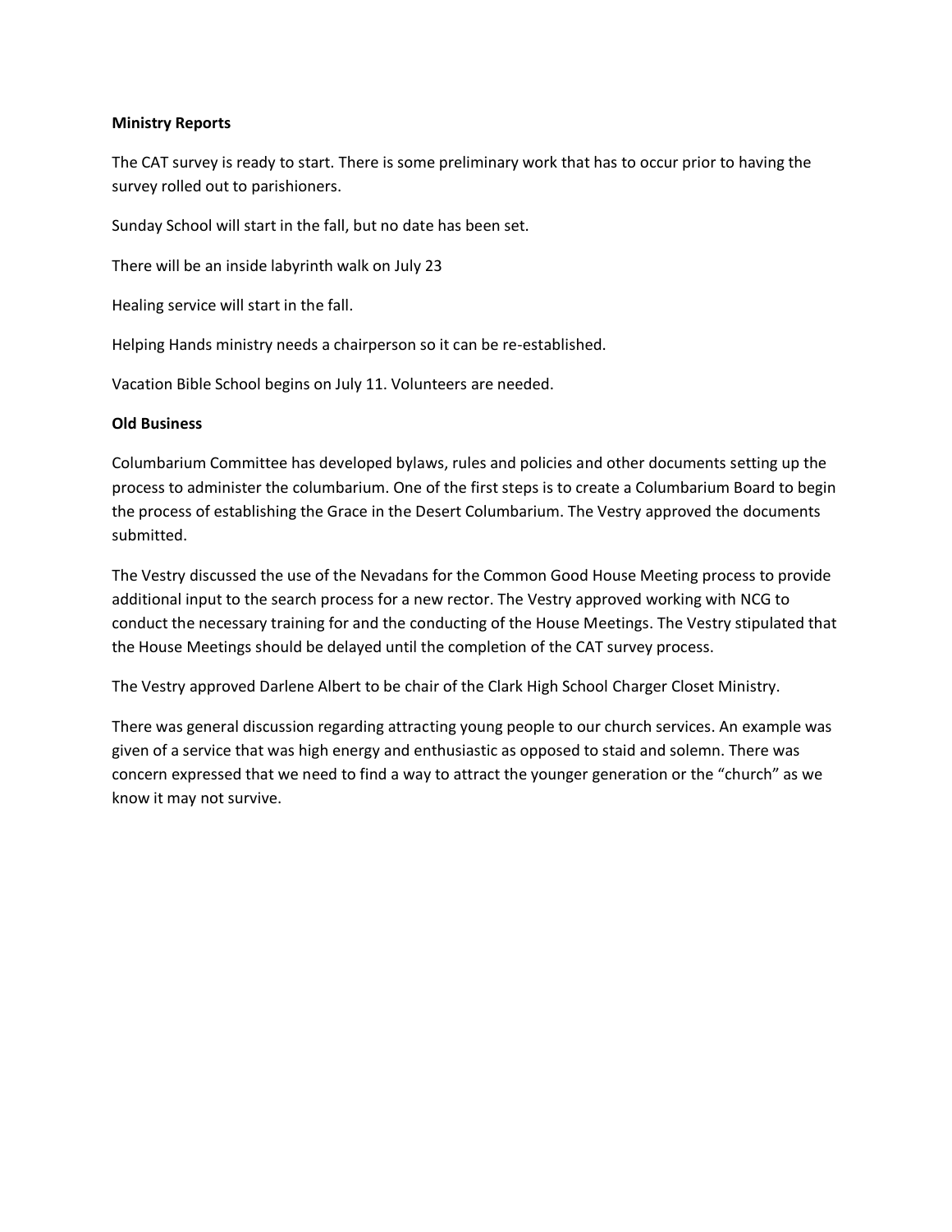**Ministry Reports**

The CAT survey is ready to start. There is some preliminary work that has to occur prior to having the survey rolled out to parishioners.

Sunday School will start in the fall, but no date has been set.

There will be an inside labyrinth walk on July 23

Healing service will start in the fall.

Helping Hands ministry needs a chairperson so it can be re-established.

Vacation Bible School begins on July 11. Volunteers are needed.

**Old Business**

Columbarium Committee has developed bylaws, rules and policies and other documents setting up the process to administer the columbarium. One of the first steps is to create a Columbarium Board to begin the process of establishing the Grace in the Desert Columbarium. The Vestry approved the documents submitted.

The Vestry discussed the use of the Nevadans for the Common Good House Meeting process to provide additional input to the search process for a new rector. The Vestry approved working with NCG to conduct the necessary training for and the conducting of the House Meetings. The Vestry stipulated that the House Meetings should be delayed until the completion of the CAT survey process.

The Vestry approved Darlene Albert to be chair of the Clark High School Charger Closet Ministry.

There was general discussion regarding attracting young people to our church services. An example was given of a service that was high energy and enthusiastic as opposed to staid and solemn. There was concern expressed that we need to find a way to attract the younger generation or the "church" as we know it may not survive.